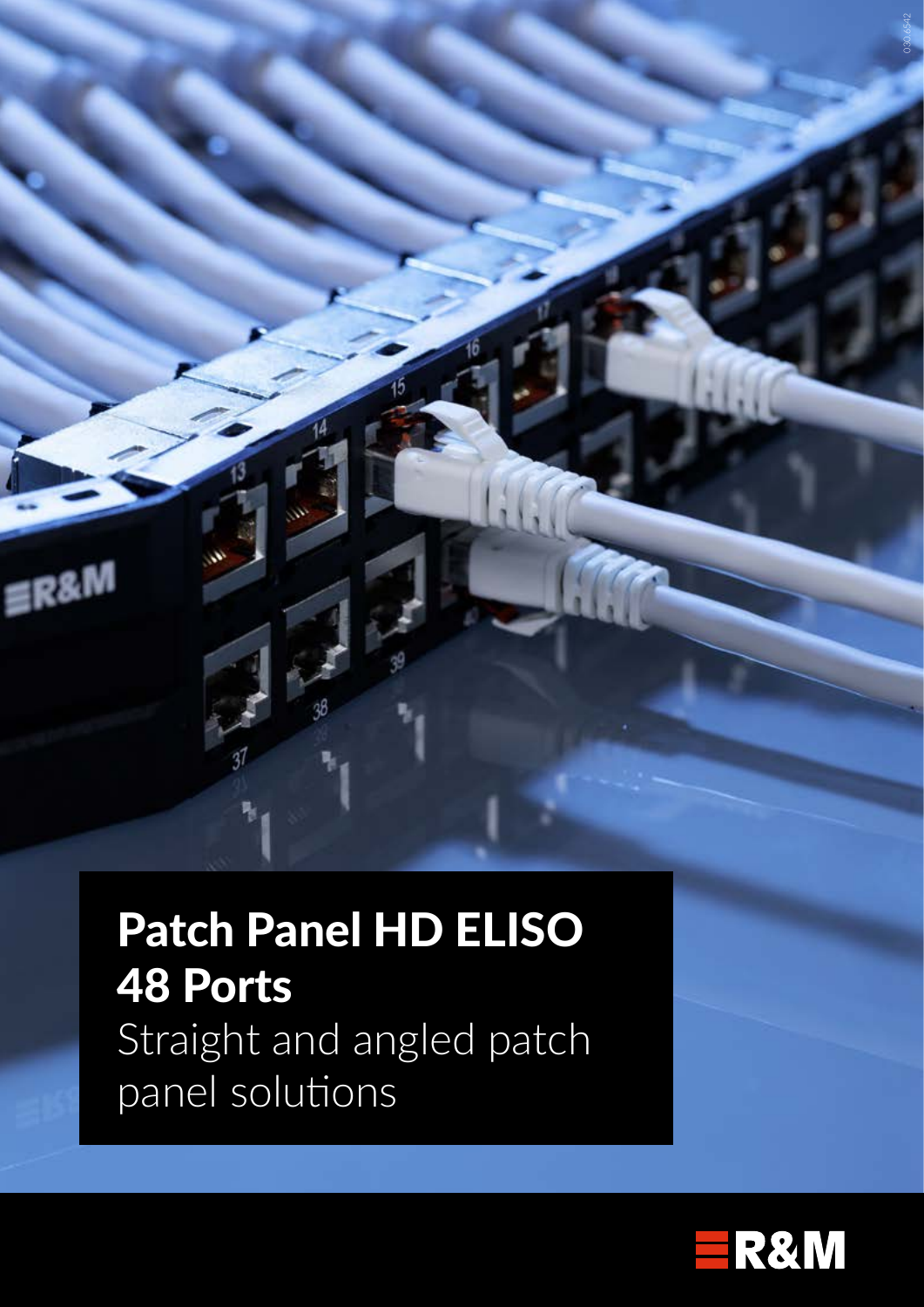# Patch Panel HD ELISO 48 Ports

Straight and angled patch panel solutions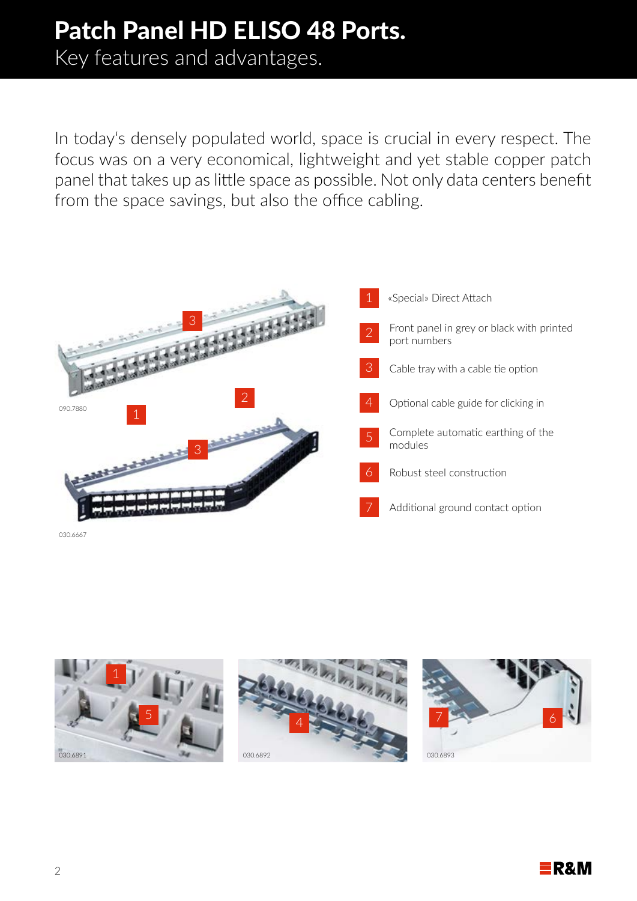# Patch Panel HD ELISO 48 Ports.

Key features and advantages.

In today's densely populated world, space is crucial in every respect. The focus was on a very economical, lightweight and yet stable copper patch panel that takes up as little space as possible. Not only data centers benefit from the space savings, but also the office cabling.

090.7880

030.6667

1. «Special» Direct Attach
2. Front panel in grey or black with printed port numbers
3. Cable tray with a cable tie option
4. Optional cable guide for clicking in
5. Complete automatic earthing of the modules
6. Robust steel construction
7. Additional ground contact option

030.6891

030.6892

030.6893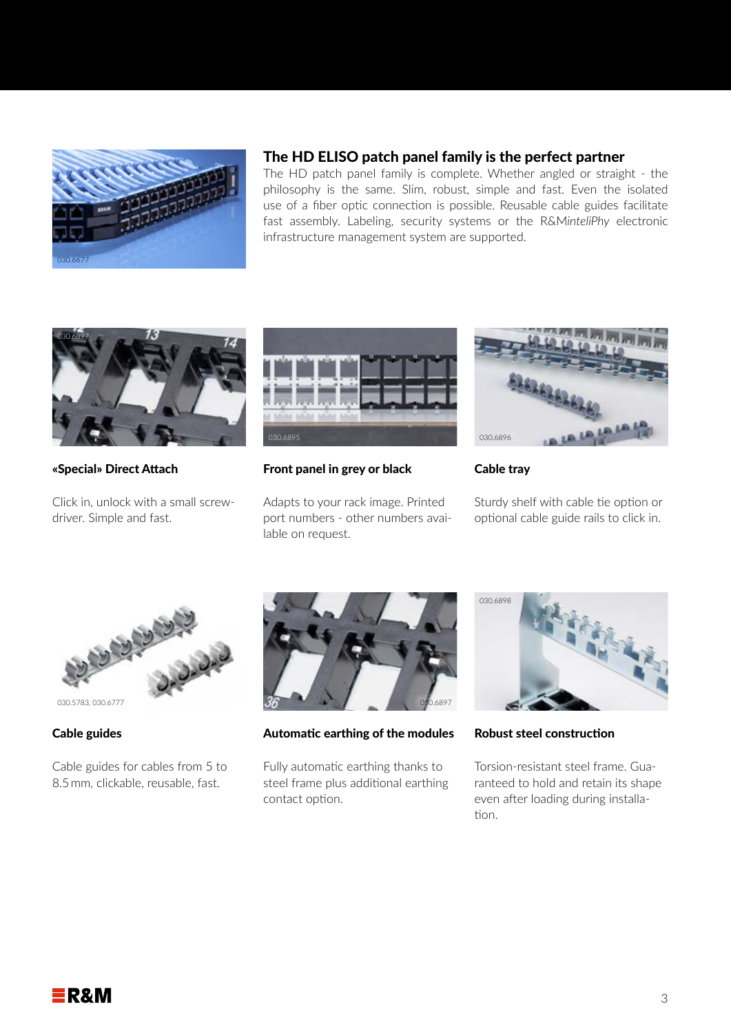## The HD ELISO patch panel family is the perfect partner

The HD patch panel family is complete. Whether angled or straight - the philosophy is the same. Slim, robust, simple and fast. Even the isolated use of a fiber optic connection is possible. Reusable cable guides facilitate fast assembly. Labeling, security systems or the R&M*inteliPhy* electronic infrastructure management system are supported.

030.6677

030.6897

### «Special» Direct Attach

Click in, unlock with a small screwdriver. Simple and fast.

030.6895

### Front panel in grey or black

Adapts to your rack image. Printed port numbers - other numbers available on request.

030.6896

### Cable tray

Sturdy shelf with cable tie option or optional cable guide rails to click in.

030.5783, 030.6777

### Cable guides

Cable guides for cables from 5 to 8.5 mm, clickable, reusable, fast.

030.6897

### Automatic earthing of the modules

Fully automatic earthing thanks to steel frame plus additional earthing contact option.

030.6898

### Robust steel construction

Torsion-resistant steel frame. Guaranteed to hold and retain its shape even after loading during installation.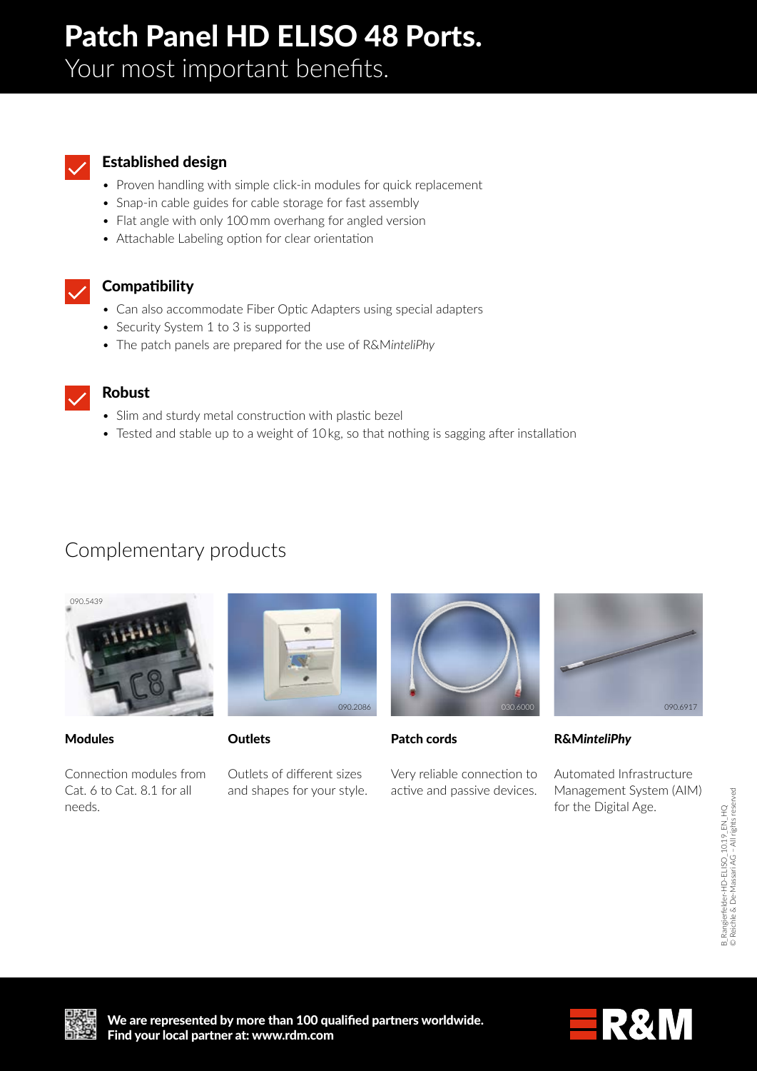# Patch Panel HD ELISO 48 Ports.

Your most important benefits.

### Established design

- Proven handling with simple click-in modules for quick replacement
- Snap-in cable guides for cable storage for fast assembly
- Flat angle with only 100 mm overhang for angled version
- Attachable Labeling option for clear orientation

### Compatibility

- Can also accommodate Fiber Optic Adapters using special adapters
- Security System 1 to 3 is supported
- The patch panels are prepared for the use of R&M*inteliPhy*

### Robust

- Slim and sturdy metal construction with plastic bezel
- Tested and stable up to a weight of 10 kg, so that nothing is sagging after installation

## Complementary products

090.5439

**Modules**

Connection modules from Cat. 6 to Cat. 8.1 for all needs.

090.2086

**Outlets**

Outlets of different sizes and shapes for your style.

030.6000

**Patch cords**

Very reliable connection to active and passive devices.

090.6917

**R&M*inteliPhy***

Automated Infrastructure Management System (AIM) for the Digital Age.

B_Rangierfelder-HD-ELISO_10.19_EN_HQ
© Reichle & De-Massari AG – All rights reserved

**We are represented by more than 100 qualified partners worldwide.**
**Find your local partner at: www.rdm.com**

R&M